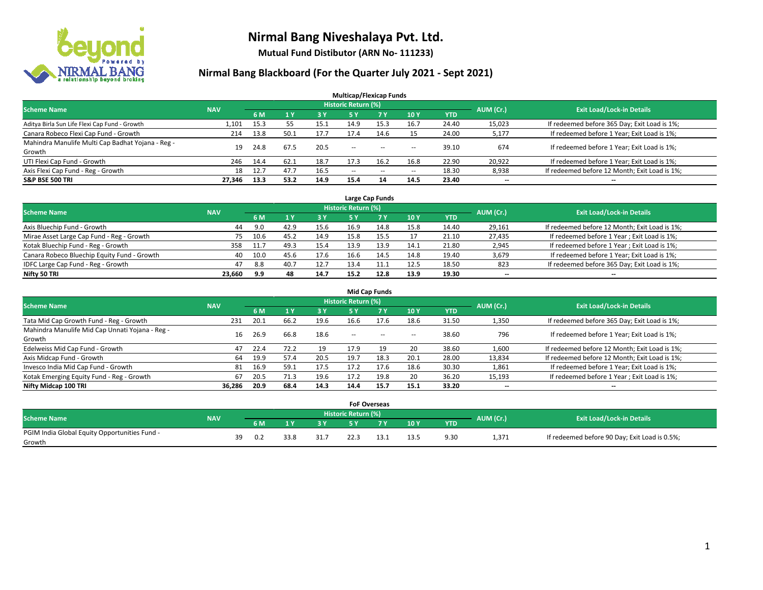# Nirmal Bang Niveshalaya Pvt. Ltd.

**Mutual Fund Distibutor (ARN No- 111233)**

## Nirmal Bang Blackboard (For the Quarter July 2021 - Sept 2021)

### Multicap/Flexicap Funds

| Scheme Name | NAV | Historic Return (%) | | | | | | | AUM (Cr.) | Exit Load/Lock-in Details |
|---|---|---|---|---|---|---|---|---|---|---|
| | | 6 M | 1 Y | 3 Y | 5 Y | 7 Y | 10 Y | YTD | | |
| Aditya Birla Sun Life Flexi Cap Fund - Growth | 1,101 | 15.3 | 55 | 15.1 | 14.9 | 15.3 | 16.7 | 24.40 | 15,023 | If redeemed before 365 Day; Exit Load is 1%; |
| Canara Robeco Flexi Cap Fund - Growth | 214 | 13.8 | 50.1 | 17.7 | 17.4 | 14.6 | 15 | 24.00 | 5,177 | If redeemed before 1 Year; Exit Load is 1%; |
| Mahindra Manulife Multi Cap Badhat Yojana - Reg - Growth | 19 | 24.8 | 67.5 | 20.5 | -- | -- | -- | 39.10 | 674 | If redeemed before 1 Year; Exit Load is 1%; |
| UTI Flexi Cap Fund - Growth | 246 | 14.4 | 62.1 | 18.7 | 17.3 | 16.2 | 16.8 | 22.90 | 20,922 | If redeemed before 1 Year; Exit Load is 1%; |
| Axis Flexi Cap Fund - Reg - Growth | 18 | 12.7 | 47.7 | 16.5 | -- | -- | -- | 18.30 | 8,938 | If redeemed before 12 Month; Exit Load is 1%; |
| **S&P BSE 500 TRI** | **27,346** | **13.3** | **53.2** | **14.9** | **15.4** | **14** | **14.5** | **23.40** | **--** | **--** |

### Large Cap Funds

| Scheme Name | NAV | Historic Return (%) | | | | | | | AUM (Cr.) | Exit Load/Lock-in Details |
|---|---|---|---|---|---|---|---|---|---|---|
| | | 6 M | 1 Y | 3 Y | 5 Y | 7 Y | 10 Y | YTD | | |
| Axis Bluechip Fund - Growth | 44 | 9.0 | 42.9 | 15.6 | 16.9 | 14.8 | 15.8 | 14.40 | 29,161 | If redeemed before 12 Month; Exit Load is 1%; |
| Mirae Asset Large Cap Fund - Reg - Growth | 75 | 10.6 | 45.2 | 14.9 | 15.8 | 15.5 | 17 | 21.10 | 27,435 | If redeemed before 1 Year ; Exit Load is 1%; |
| Kotak Bluechip Fund - Reg - Growth | 358 | 11.7 | 49.3 | 15.4 | 13.9 | 13.9 | 14.1 | 21.80 | 2,945 | If redeemed before 1 Year ; Exit Load is 1%; |
| Canara Robeco Bluechip Equity Fund - Growth | 40 | 10.0 | 45.6 | 17.6 | 16.6 | 14.5 | 14.8 | 19.40 | 3,679 | If redeemed before 1 Year; Exit Load is 1%; |
| IDFC Large Cap Fund - Reg - Growth | 47 | 8.8 | 40.7 | 12.7 | 13.4 | 11.1 | 12.5 | 18.50 | 823 | If redeemed before 365 Day; Exit Load is 1%; |
| **Nifty 50 TRI** | **23,660** | **9.9** | **48** | **14.7** | **15.2** | **12.8** | **13.9** | **19.30** | **--** | **--** |

### Mid Cap Funds

| Scheme Name | NAV | Historic Return (%) | | | | | | | AUM (Cr.) | Exit Load/Lock-in Details |
|---|---|---|---|---|---|---|---|---|---|---|
| | | 6 M | 1 Y | 3 Y | 5 Y | 7 Y | 10 Y | YTD | | |
| Tata Mid Cap Growth Fund - Reg - Growth | 231 | 20.1 | 66.2 | 19.6 | 16.6 | 17.6 | 18.6 | 31.50 | 1,350 | If redeemed before 365 Day; Exit Load is 1%; |
| Mahindra Manulife Mid Cap Unnati Yojana - Reg - Growth | 16 | 26.9 | 66.8 | 18.6 | -- | -- | -- | 38.60 | 796 | If redeemed before 1 Year; Exit Load is 1%; |
| Edelweiss Mid Cap Fund - Growth | 47 | 22.4 | 72.2 | 19 | 17.9 | 19 | 20 | 38.60 | 1,600 | If redeemed before 12 Month; Exit Load is 1%; |
| Axis Midcap Fund - Growth | 64 | 19.9 | 57.4 | 20.5 | 19.7 | 18.3 | 20.1 | 28.00 | 13,834 | If redeemed before 12 Month; Exit Load is 1%; |
| Invesco India Mid Cap Fund - Growth | 81 | 16.9 | 59.1 | 17.5 | 17.2 | 17.6 | 18.6 | 30.30 | 1,861 | If redeemed before 1 Year; Exit Load is 1%; |
| Kotak Emerging Equity Fund - Reg - Growth | 67 | 20.5 | 71.3 | 19.6 | 17.2 | 19.8 | 20 | 36.20 | 15,193 | If redeemed before 1 Year ; Exit Load is 1%; |
| **Nifty Midcap 100 TRI** | **36,286** | **20.9** | **68.4** | **14.3** | **14.4** | **15.7** | **15.1** | **33.20** | **--** | **--** |

### FoF Overseas

| Scheme Name | NAV | Historic Return (%) | | | | | | | AUM (Cr.) | Exit Load/Lock-in Details |
|---|---|---|---|---|---|---|---|---|---|---|
| | | 6 M | 1 Y | 3 Y | 5 Y | 7 Y | 10 Y | YTD | | |
| PGIM India Global Equity Opportunities Fund - Growth | 39 | 0.2 | 33.8 | 31.7 | 22.3 | 13.1 | 13.5 | 9.30 | 1,371 | If redeemed before 90 Day; Exit Load is 0.5%; |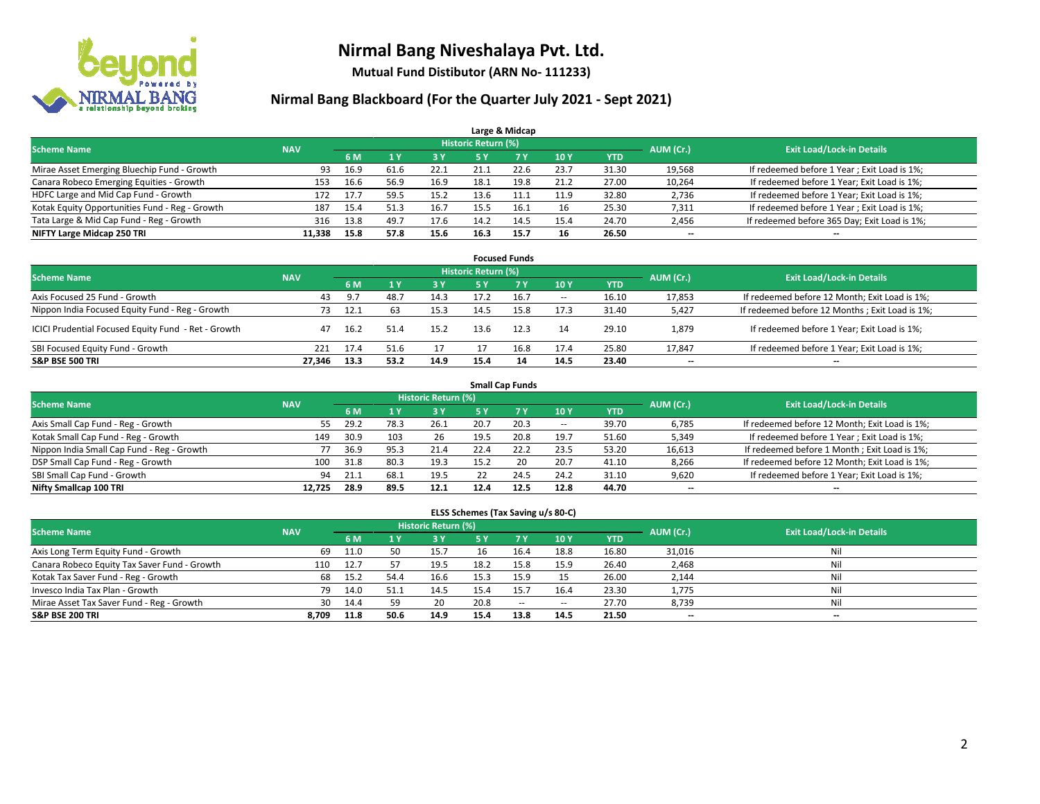# Nirmal Bang Niveshalaya Pvt. Ltd.

**Mutual Fund Distibutor (ARN No- 111233)**

## Nirmal Bang Blackboard (For the Quarter July 2021 - Sept 2021)

### Large & Midcap

| Scheme Name | NAV | Historic Return (%) | | | | | | | AUM (Cr.) | Exit Load/Lock-in Details |
|---|---|---|---|---|---|---|---|---|---|---|
| | | 6 M | 1 Y | 3 Y | 5 Y | 7 Y | 10 Y | YTD | | |
| Mirae Asset Emerging Bluechip Fund - Growth | 93 | 16.9 | 61.6 | 22.1 | 21.1 | 22.6 | 23.7 | 31.30 | 19,568 | If redeemed before 1 Year ; Exit Load is 1%; |
| Canara Robeco Emerging Equities - Growth | 153 | 16.6 | 56.9 | 16.9 | 18.1 | 19.8 | 21.2 | 27.00 | 10,264 | If redeemed before 1 Year; Exit Load is 1%; |
| HDFC Large and Mid Cap Fund - Growth | 172 | 17.7 | 59.5 | 15.2 | 13.6 | 11.1 | 11.9 | 32.80 | 2,736 | If redeemed before 1 Year; Exit Load is 1%; |
| Kotak Equity Opportunities Fund - Reg - Growth | 187 | 15.4 | 51.3 | 16.7 | 15.5 | 16.1 | 16 | 25.30 | 7,311 | If redeemed before 1 Year ; Exit Load is 1%; |
| Tata Large & Mid Cap Fund - Reg - Growth | 316 | 13.8 | 49.7 | 17.6 | 14.2 | 14.5 | 15.4 | 24.70 | 2,456 | If redeemed before 365 Day; Exit Load is 1%; |
| **NIFTY Large Midcap 250 TRI** | **11,338** | **15.8** | **57.8** | **15.6** | **16.3** | **15.7** | **16** | **26.50** | **--** | **--** |

### Focused Funds

| Scheme Name | NAV | Historic Return (%) | | | | | | | AUM (Cr.) | Exit Load/Lock-in Details |
|---|---|---|---|---|---|---|---|---|---|---|
| | | 6 M | 1 Y | 3 Y | 5 Y | 7 Y | 10 Y | YTD | | |
| Axis Focused 25 Fund - Growth | 43 | 9.7 | 48.7 | 14.3 | 17.2 | 16.7 | -- | 16.10 | 17,853 | If redeemed before 12 Month; Exit Load is 1%; |
| Nippon India Focused Equity Fund - Reg - Growth | 73 | 12.1 | 63 | 15.3 | 14.5 | 15.8 | 17.3 | 31.40 | 5,427 | If redeemed before 12 Months ; Exit Load is 1%; |
| ICICI Prudential Focused Equity Fund - Ret - Growth | 47 | 16.2 | 51.4 | 15.2 | 13.6 | 12.3 | 14 | 29.10 | 1,879 | If redeemed before 1 Year; Exit Load is 1%; |
| SBI Focused Equity Fund - Growth | 221 | 17.4 | 51.6 | 17 | 17 | 16.8 | 17.4 | 25.80 | 17,847 | If redeemed before 1 Year; Exit Load is 1%; |
| **S&P BSE 500 TRI** | **27,346** | **13.3** | **53.2** | **14.9** | **15.4** | **14** | **14.5** | **23.40** | **--** | **--** |

### Small Cap Funds

| Scheme Name | NAV | Historic Return (%) | | | | | | | AUM (Cr.) | Exit Load/Lock-in Details |
|---|---|---|---|---|---|---|---|---|---|---|
| | | 6 M | 1 Y | 3 Y | 5 Y | 7 Y | 10 Y | YTD | | |
| Axis Small Cap Fund - Reg - Growth | 55 | 29.2 | 78.3 | 26.1 | 20.7 | 20.3 | -- | 39.70 | 6,785 | If redeemed before 12 Month; Exit Load is 1%; |
| Kotak Small Cap Fund - Reg - Growth | 149 | 30.9 | 103 | 26 | 19.5 | 20.8 | 19.7 | 51.60 | 5,349 | If redeemed before 1 Year ; Exit Load is 1%; |
| Nippon India Small Cap Fund - Reg - Growth | 77 | 36.9 | 95.3 | 21.4 | 22.4 | 22.2 | 23.5 | 53.20 | 16,613 | If redeemed before 1 Month ; Exit Load is 1%; |
| DSP Small Cap Fund - Reg - Growth | 100 | 31.8 | 80.3 | 19.3 | 15.2 | 20 | 20.7 | 41.10 | 8,266 | If redeemed before 12 Month; Exit Load is 1%; |
| SBI Small Cap Fund - Growth | 94 | 21.1 | 68.1 | 19.5 | 22 | 24.5 | 24.2 | 31.10 | 9,620 | If redeemed before 1 Year; Exit Load is 1%; |
| **Nifty Smallcap 100 TRI** | **12,725** | **28.9** | **89.5** | **12.1** | **12.4** | **12.5** | **12.8** | **44.70** | **--** | **--** |

### ELSS Schemes (Tax Saving u/s 80-C)

| Scheme Name | NAV | Historic Return (%) | | | | | | | AUM (Cr.) | Exit Load/Lock-in Details |
|---|---|---|---|---|---|---|---|---|---|---|
| | | 6 M | 1 Y | 3 Y | 5 Y | 7 Y | 10 Y | YTD | | |
| Axis Long Term Equity Fund - Growth | 69 | 11.0 | 50 | 15.7 | 16 | 16.4 | 18.8 | 16.80 | 31,016 | Nil |
| Canara Robeco Equity Tax Saver Fund - Growth | 110 | 12.7 | 57 | 19.5 | 18.2 | 15.8 | 15.9 | 26.40 | 2,468 | Nil |
| Kotak Tax Saver Fund - Reg - Growth | 68 | 15.2 | 54.4 | 16.6 | 15.3 | 15.9 | 15 | 26.00 | 2,144 | Nil |
| Invesco India Tax Plan - Growth | 79 | 14.0 | 51.1 | 14.5 | 15.4 | 15.7 | 16.4 | 23.30 | 1,775 | Nil |
| Mirae Asset Tax Saver Fund - Reg - Growth | 30 | 14.4 | 59 | 20 | 20.8 | -- | -- | 27.70 | 8,739 | Nil |
| **S&P BSE 200 TRI** | **8,709** | **11.8** | **50.6** | **14.9** | **15.4** | **13.8** | **14.5** | **21.50** | **--** | **--** |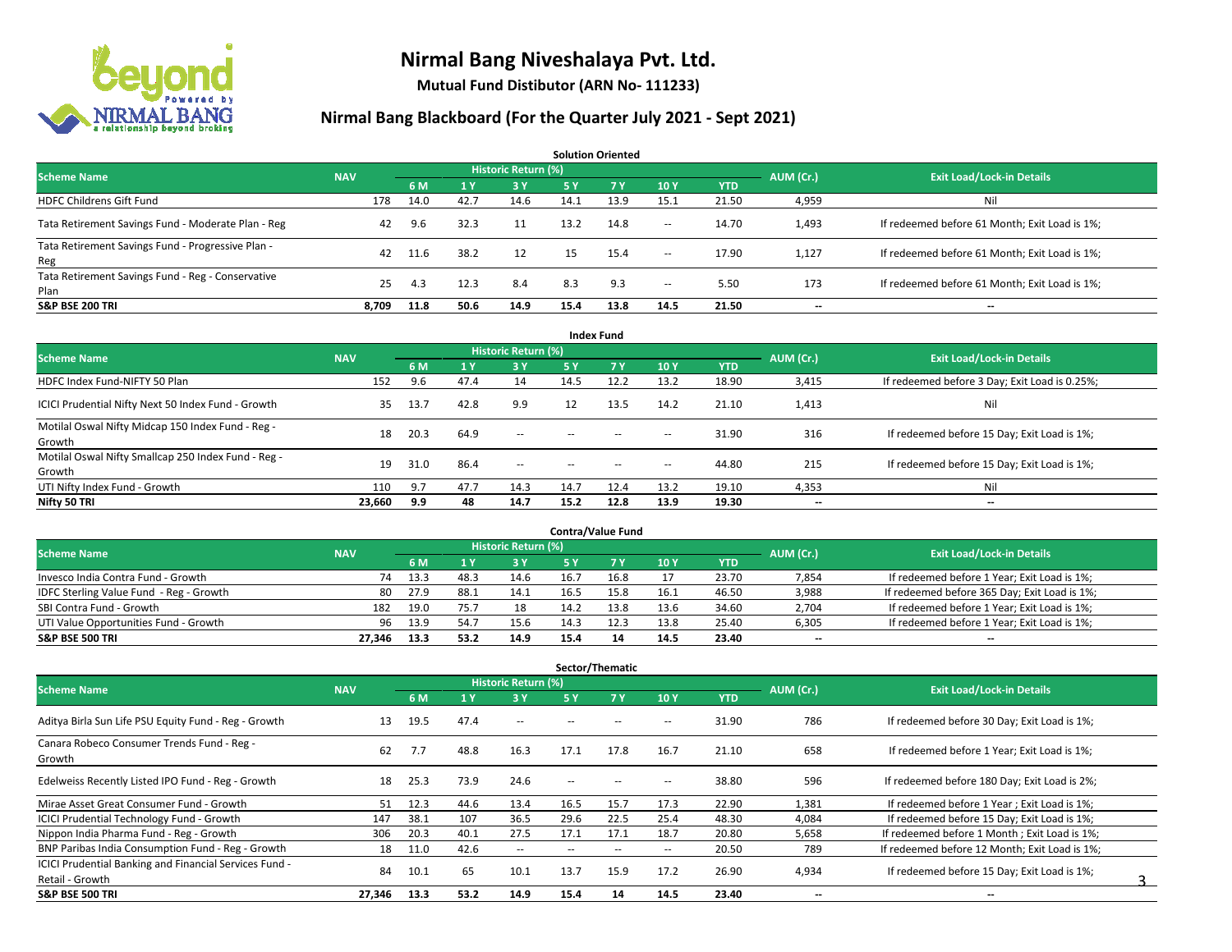# Nirmal Bang Niveshalaya Pvt. Ltd.

**Mutual Fund Distibutor (ARN No- 111233)**

## Nirmal Bang Blackboard (For the Quarter July 2021 - Sept 2021)

### Solution Oriented

| Scheme Name | NAV | Historic Return (%) | | | | | | | AUM (Cr.) | Exit Load/Lock-in Details |
|---|---|---|---|---|---|---|---|---|---|---|
| | | 6 M | 1 Y | 3 Y | 5 Y | 7 Y | 10 Y | YTD | | |
| HDFC Childrens Gift Fund | 178 | 14.0 | 42.7 | 14.6 | 14.1 | 13.9 | 15.1 | 21.50 | 4,959 | Nil |
| Tata Retirement Savings Fund - Moderate Plan - Reg | 42 | 9.6 | 32.3 | 11 | 13.2 | 14.8 | -- | 14.70 | 1,493 | If redeemed before 61 Month; Exit Load is 1%; |
| Tata Retirement Savings Fund - Progressive Plan - Reg | 42 | 11.6 | 38.2 | 12 | 15 | 15.4 | -- | 17.90 | 1,127 | If redeemed before 61 Month; Exit Load is 1%; |
| Tata Retirement Savings Fund - Reg - Conservative Plan | 25 | 4.3 | 12.3 | 8.4 | 8.3 | 9.3 | -- | 5.50 | 173 | If redeemed before 61 Month; Exit Load is 1%; |
| **S&P BSE 200 TRI** | **8,709** | **11.8** | **50.6** | **14.9** | **15.4** | **13.8** | **14.5** | **21.50** | **--** | **--** |

### Index Fund

| Scheme Name | NAV | Historic Return (%) | | | | | | | AUM (Cr.) | Exit Load/Lock-in Details |
|---|---|---|---|---|---|---|---|---|---|---|
| | | 6 M | 1 Y | 3 Y | 5 Y | 7 Y | 10 Y | YTD | | |
| HDFC Index Fund-NIFTY 50 Plan | 152 | 9.6 | 47.4 | 14 | 14.5 | 12.2 | 13.2 | 18.90 | 3,415 | If redeemed before 3 Day; Exit Load is 0.25%; |
| ICICI Prudential Nifty Next 50 Index Fund - Growth | 35 | 13.7 | 42.8 | 9.9 | 12 | 13.5 | 14.2 | 21.10 | 1,413 | Nil |
| Motilal Oswal Nifty Midcap 150 Index Fund - Reg - Growth | 18 | 20.3 | 64.9 | -- | -- | -- | -- | 31.90 | 316 | If redeemed before 15 Day; Exit Load is 1%; |
| Motilal Oswal Nifty Smallcap 250 Index Fund - Reg - Growth | 19 | 31.0 | 86.4 | -- | -- | -- | -- | 44.80 | 215 | If redeemed before 15 Day; Exit Load is 1%; |
| UTI Nifty Index Fund - Growth | 110 | 9.7 | 47.7 | 14.3 | 14.7 | 12.4 | 13.2 | 19.10 | 4,353 | Nil |
| **Nifty 50 TRI** | **23,660** | **9.9** | **48** | **14.7** | **15.2** | **12.8** | **13.9** | **19.30** | **--** | **--** |

### Contra/Value Fund

| Scheme Name | NAV | Historic Return (%) | | | | | | | AUM (Cr.) | Exit Load/Lock-in Details |
|---|---|---|---|---|---|---|---|---|---|---|
| | | 6 M | 1 Y | 3 Y | 5 Y | 7 Y | 10 Y | YTD | | |
| Invesco India Contra Fund - Growth | 74 | 13.3 | 48.3 | 14.6 | 16.7 | 16.8 | 17 | 23.70 | 7,854 | If redeemed before 1 Year; Exit Load is 1%; |
| IDFC Sterling Value Fund - Reg - Growth | 80 | 27.9 | 88.1 | 14.1 | 16.5 | 15.8 | 16.1 | 46.50 | 3,988 | If redeemed before 365 Day; Exit Load is 1%; |
| SBI Contra Fund - Growth | 182 | 19.0 | 75.7 | 18 | 14.2 | 13.8 | 13.6 | 34.60 | 2,704 | If redeemed before 1 Year; Exit Load is 1%; |
| UTI Value Opportunities Fund - Growth | 96 | 13.9 | 54.7 | 15.6 | 14.3 | 12.3 | 13.8 | 25.40 | 6,305 | If redeemed before 1 Year; Exit Load is 1%; |
| **S&P BSE 500 TRI** | **27,346** | **13.3** | **53.2** | **14.9** | **15.4** | **14** | **14.5** | **23.40** | **--** | **--** |

### Sector/Thematic

| Scheme Name | NAV | Historic Return (%) | | | | | | | AUM (Cr.) | Exit Load/Lock-in Details |
|---|---|---|---|---|---|---|---|---|---|---|
| | | 6 M | 1 Y | 3 Y | 5 Y | 7 Y | 10 Y | YTD | | |
| Aditya Birla Sun Life PSU Equity Fund - Reg - Growth | 13 | 19.5 | 47.4 | -- | -- | -- | -- | 31.90 | 786 | If redeemed before 30 Day; Exit Load is 1%; |
| Canara Robeco Consumer Trends Fund - Reg - Growth | 62 | 7.7 | 48.8 | 16.3 | 17.1 | 17.8 | 16.7 | 21.10 | 658 | If redeemed before 1 Year; Exit Load is 1%; |
| Edelweiss Recently Listed IPO Fund - Reg - Growth | 18 | 25.3 | 73.9 | 24.6 | -- | -- | -- | 38.80 | 596 | If redeemed before 180 Day; Exit Load is 2%; |
| Mirae Asset Great Consumer Fund - Growth | 51 | 12.3 | 44.6 | 13.4 | 16.5 | 15.7 | 17.3 | 22.90 | 1,381 | If redeemed before 1 Year ; Exit Load is 1%; |
| ICICI Prudential Technology Fund - Growth | 147 | 38.1 | 107 | 36.5 | 29.6 | 22.5 | 25.4 | 48.30 | 4,084 | If redeemed before 15 Day; Exit Load is 1%; |
| Nippon India Pharma Fund - Reg - Growth | 306 | 20.3 | 40.1 | 27.5 | 17.1 | 17.1 | 18.7 | 20.80 | 5,658 | If redeemed before 1 Month ; Exit Load is 1%; |
| BNP Paribas India Consumption Fund - Reg - Growth | 18 | 11.0 | 42.6 | -- | -- | -- | -- | 20.50 | 789 | If redeemed before 12 Month; Exit Load is 1%; |
| ICICI Prudential Banking and Financial Services Fund - Retail - Growth | 84 | 10.1 | 65 | 10.1 | 13.7 | 15.9 | 17.2 | 26.90 | 4,934 | If redeemed before 15 Day; Exit Load is 1%; |
| **S&P BSE 500 TRI** | **27,346** | **13.3** | **53.2** | **14.9** | **15.4** | **14** | **14.5** | **23.40** | **--** | **--** |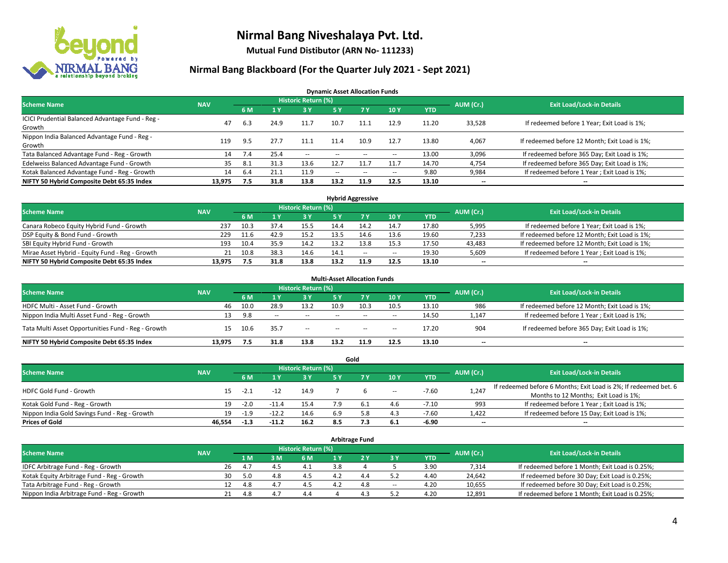# Nirmal Bang Niveshalaya Pvt. Ltd.

**Mutual Fund Distibutor (ARN No- 111233)**

## Nirmal Bang Blackboard (For the Quarter July 2021 - Sept 2021)

### Dynamic Asset Allocation Funds

| Scheme Name | NAV | Historic Return (%) | | | | | | | AUM (Cr.) | Exit Load/Lock-in Details |
|---|---|---|---|---|---|---|---|---|---|---|
| | | 6 M | 1 Y | 3 Y | 5 Y | 7 Y | 10 Y | YTD | | |
| ICICI Prudential Balanced Advantage Fund - Reg - Growth | 47 | 6.3 | 24.9 | 11.7 | 10.7 | 11.1 | 12.9 | 11.20 | 33,528 | If redeemed before 1 Year; Exit Load is 1%; |
| Nippon India Balanced Advantage Fund - Reg - Growth | 119 | 9.5 | 27.7 | 11.1 | 11.4 | 10.9 | 12.7 | 13.80 | 4,067 | If redeemed before 12 Month; Exit Load is 1%; |
| Tata Balanced Advantage Fund - Reg - Growth | 14 | 7.4 | 25.4 | -- | -- | -- | -- | 13.00 | 3,096 | If redeemed before 365 Day; Exit Load is 1%; |
| Edelweiss Balanced Advantage Fund - Growth | 35 | 8.1 | 31.3 | 13.6 | 12.7 | 11.7 | 11.7 | 14.70 | 4,754 | If redeemed before 365 Day; Exit Load is 1%; |
| Kotak Balanced Advantage Fund - Reg - Growth | 14 | 6.4 | 21.1 | 11.9 | -- | -- | -- | 9.80 | 9,984 | If redeemed before 1 Year ; Exit Load is 1%; |
| **NIFTY 50 Hybrid Composite Debt 65:35 Index** | **13,975** | **7.5** | **31.8** | **13.8** | **13.2** | **11.9** | **12.5** | **13.10** | **--** | **--** |

### Hybrid Aggressive

| Scheme Name | NAV | Historic Return (%) | | | | | | | AUM (Cr.) | Exit Load/Lock-in Details |
|---|---|---|---|---|---|---|---|---|---|---|
| | | 6 M | 1 Y | 3 Y | 5 Y | 7 Y | 10 Y | YTD | | |
| Canara Robeco Equity Hybrid Fund - Growth | 237 | 10.3 | 37.4 | 15.5 | 14.4 | 14.2 | 14.7 | 17.80 | 5,995 | If redeemed before 1 Year; Exit Load is 1%; |
| DSP Equity & Bond Fund - Growth | 229 | 11.6 | 42.9 | 15.2 | 13.5 | 14.6 | 13.6 | 19.60 | 7,233 | If redeemed before 12 Month; Exit Load is 1%; |
| SBI Equity Hybrid Fund - Growth | 193 | 10.4 | 35.9 | 14.2 | 13.2 | 13.8 | 15.3 | 17.50 | 43,483 | If redeemed before 12 Month; Exit Load is 1%; |
| Mirae Asset Hybrid - Equity Fund - Reg - Growth | 21 | 10.8 | 38.3 | 14.6 | 14.1 | -- | -- | 19.30 | 5,609 | If redeemed before 1 Year ; Exit Load is 1%; |
| **NIFTY 50 Hybrid Composite Debt 65:35 Index** | **13,975** | **7.5** | **31.8** | **13.8** | **13.2** | **11.9** | **12.5** | **13.10** | **--** | **--** |

### Multi-Asset Allocation Funds

| Scheme Name | NAV | Historic Return (%) | | | | | | | AUM (Cr.) | Exit Load/Lock-in Details |
|---|---|---|---|---|---|---|---|---|---|---|
| | | 6 M | 1 Y | 3 Y | 5 Y | 7 Y | 10 Y | YTD | | |
| HDFC Multi - Asset Fund - Growth | 46 | 10.0 | 28.9 | 13.2 | 10.9 | 10.3 | 10.5 | 13.10 | 986 | If redeemed before 12 Month; Exit Load is 1%; |
| Nippon India Multi Asset Fund - Reg - Growth | 13 | 9.8 | -- | -- | -- | -- | -- | 14.50 | 1,147 | If redeemed before 1 Year ; Exit Load is 1%; |
| Tata Multi Asset Opportunities Fund - Reg - Growth | 15 | 10.6 | 35.7 | -- | -- | -- | -- | 17.20 | 904 | If redeemed before 365 Day; Exit Load is 1%; |
| **NIFTY 50 Hybrid Composite Debt 65:35 Index** | **13,975** | **7.5** | **31.8** | **13.8** | **13.2** | **11.9** | **12.5** | **13.10** | **--** | **--** |

### Gold

| Scheme Name | NAV | Historic Return (%) | | | | | | | AUM (Cr.) | Exit Load/Lock-in Details |
|---|---|---|---|---|---|---|---|---|---|---|
| | | 6 M | 1 Y | 3 Y | 5 Y | 7 Y | 10 Y | YTD | | |
| HDFC Gold Fund - Growth | 15 | -2.1 | -12 | 14.9 | 7 | 6 | -- | -7.60 | 1,247 | If redeemed before 6 Months; Exit Load is 2%; If redeemed bet. 6 Months to 12 Months; Exit Load is 1%; |
| Kotak Gold Fund - Reg - Growth | 19 | -2.0 | -11.4 | 15.4 | 7.9 | 6.1 | 4.6 | -7.10 | 993 | If redeemed before 1 Year ; Exit Load is 1%; |
| Nippon India Gold Savings Fund - Reg - Growth | 19 | -1.9 | -12.2 | 14.6 | 6.9 | 5.8 | 4.3 | -7.60 | 1,422 | If redeemed before 15 Day; Exit Load is 1%; |
| **Prices of Gold** | **46,554** | **-1.3** | **-11.2** | **16.2** | **8.5** | **7.3** | **6.1** | **-6.90** | **--** | **--** |

### Arbitrage Fund

| Scheme Name | NAV | Historic Return (%) | | | | | | | AUM (Cr.) | Exit Load/Lock-in Details |
|---|---|---|---|---|---|---|---|---|---|---|
| | | 1 M | 3 M | 6 M | 1 Y | 2 Y | 3 Y | YTD | | |
| IDFC Arbitrage Fund - Reg - Growth | 26 | 4.7 | 4.5 | 4.1 | 3.8 | 4 | 5 | 3.90 | 7,314 | If redeemed before 1 Month; Exit Load is 0.25%; |
| Kotak Equity Arbitrage Fund - Reg - Growth | 30 | 5.0 | 4.8 | 4.5 | 4.2 | 4.4 | 5.2 | 4.40 | 24,642 | If redeemed before 30 Day; Exit Load is 0.25%; |
| Tata Arbitrage Fund - Reg - Growth | 12 | 4.8 | 4.7 | 4.5 | 4.2 | 4.8 | -- | 4.20 | 10,655 | If redeemed before 30 Day; Exit Load is 0.25%; |
| Nippon India Arbitrage Fund - Reg - Growth | 21 | 4.8 | 4.7 | 4.4 | 4 | 4.3 | 5.2 | 4.20 | 12,891 | If redeemed before 1 Month; Exit Load is 0.25%; |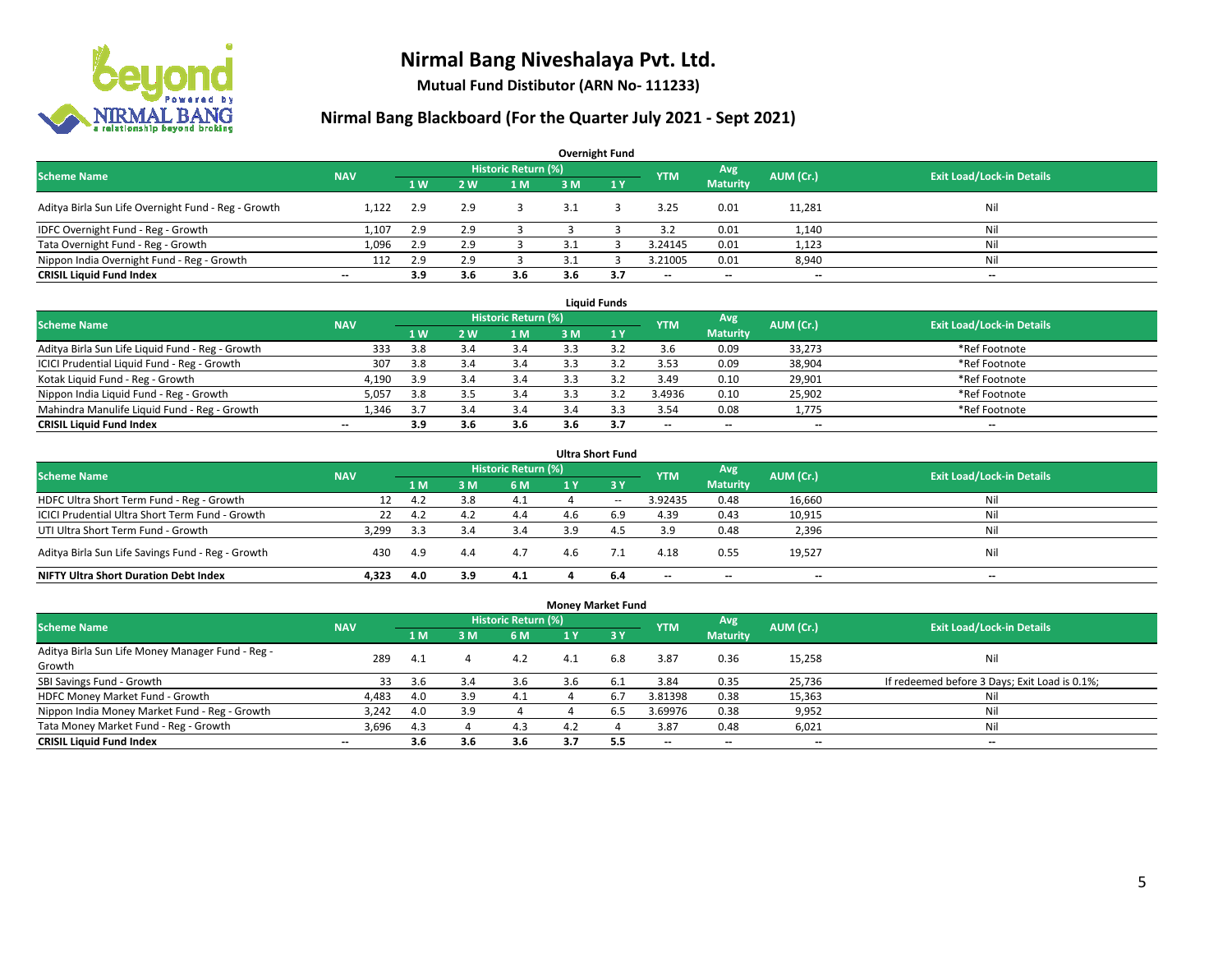# Nirmal Bang Niveshalaya Pvt. Ltd.

**Mutual Fund Distibutor (ARN No- 111233)**

## Nirmal Bang Blackboard (For the Quarter July 2021 - Sept 2021)

### Overnight Fund

| Scheme Name | NAV | Historic Return (%) | | | | | YTM | Avg Maturity | AUM (Cr.) | Exit Load/Lock-in Details |
|---|---|---|---|---|---|---|---|---|---|---|
| | | 1 W | 2 W | 1 M | 3 M | 1 Y | | | | |
| Aditya Birla Sun Life Overnight Fund - Reg - Growth | 1,122 | 2.9 | 2.9 | 3 | 3.1 | 3 | 3.25 | 0.01 | 11,281 | Nil |
| IDFC Overnight Fund - Reg - Growth | 1,107 | 2.9 | 2.9 | 3 | 3 | 3 | 3.2 | 0.01 | 1,140 | Nil |
| Tata Overnight Fund - Reg - Growth | 1,096 | 2.9 | 2.9 | 3 | 3.1 | 3 | 3.24145 | 0.01 | 1,123 | Nil |
| Nippon India Overnight Fund - Reg - Growth | 112 | 2.9 | 2.9 | 3 | 3.1 | 3 | 3.21005 | 0.01 | 8,940 | Nil |
| **CRISIL Liquid Fund Index** | -- | **3.9** | **3.6** | **3.6** | **3.6** | **3.7** | -- | -- | -- | -- |

### Liquid Funds

| Scheme Name | NAV | Historic Return (%) | | | | | YTM | Avg Maturity | AUM (Cr.) | Exit Load/Lock-in Details |
|---|---|---|---|---|---|---|---|---|---|---|
| | | 1 W | 2 W | 1 M | 3 M | 1 Y | | | | |
| Aditya Birla Sun Life Liquid Fund - Reg - Growth | 333 | 3.8 | 3.4 | 3.4 | 3.3 | 3.2 | 3.6 | 0.09 | 33,273 | *Ref Footnote |
| ICICI Prudential Liquid Fund - Reg - Growth | 307 | 3.8 | 3.4 | 3.4 | 3.3 | 3.2 | 3.53 | 0.09 | 38,904 | *Ref Footnote |
| Kotak Liquid Fund - Reg - Growth | 4,190 | 3.9 | 3.4 | 3.4 | 3.3 | 3.2 | 3.49 | 0.10 | 29,901 | *Ref Footnote |
| Nippon India Liquid Fund - Reg - Growth | 5,057 | 3.8 | 3.5 | 3.4 | 3.3 | 3.2 | 3.4936 | 0.10 | 25,902 | *Ref Footnote |
| Mahindra Manulife Liquid Fund - Reg - Growth | 1,346 | 3.7 | 3.4 | 3.4 | 3.4 | 3.3 | 3.54 | 0.08 | 1,775 | *Ref Footnote |
| **CRISIL Liquid Fund Index** | -- | **3.9** | **3.6** | **3.6** | **3.6** | **3.7** | -- | -- | -- | -- |

### Ultra Short Fund

| Scheme Name | NAV | Historic Return (%) | | | | | YTM | Avg Maturity | AUM (Cr.) | Exit Load/Lock-in Details |
|---|---|---|---|---|---|---|---|---|---|---|
| | | 1 M | 3 M | 6 M | 1 Y | 3 Y | | | | |
| HDFC Ultra Short Term Fund - Reg - Growth | 12 | 4.2 | 3.8 | 4.1 | 4 | -- | 3.92435 | 0.48 | 16,660 | Nil |
| ICICI Prudential Ultra Short Term Fund - Growth | 22 | 4.2 | 4.2 | 4.4 | 4.6 | 6.9 | 4.39 | 0.43 | 10,915 | Nil |
| UTI Ultra Short Term Fund - Growth | 3,299 | 3.3 | 3.4 | 3.4 | 3.9 | 4.5 | 3.9 | 0.48 | 2,396 | Nil |
| Aditya Birla Sun Life Savings Fund - Reg - Growth | 430 | 4.9 | 4.4 | 4.7 | 4.6 | 7.1 | 4.18 | 0.55 | 19,527 | Nil |
| **NIFTY Ultra Short Duration Debt Index** | **4,323** | **4.0** | **3.9** | **4.1** | **4** | **6.4** | -- | -- | -- | -- |

### Money Market Fund

| Scheme Name | NAV | Historic Return (%) | | | | | YTM | Avg Maturity | AUM (Cr.) | Exit Load/Lock-in Details |
|---|---|---|---|---|---|---|---|---|---|---|
| | | 1 M | 3 M | 6 M | 1 Y | 3 Y | | | | |
| Aditya Birla Sun Life Money Manager Fund - Reg - Growth | 289 | 4.1 | 4 | 4.2 | 4.1 | 6.8 | 3.87 | 0.36 | 15,258 | Nil |
| SBI Savings Fund - Growth | 33 | 3.6 | 3.4 | 3.6 | 3.6 | 6.1 | 3.84 | 0.35 | 25,736 | If redeemed before 3 Days; Exit Load is 0.1%; |
| HDFC Money Market Fund - Growth | 4,483 | 4.0 | 3.9 | 4.1 | 4 | 6.7 | 3.81398 | 0.38 | 15,363 | Nil |
| Nippon India Money Market Fund - Reg - Growth | 3,242 | 4.0 | 3.9 | 4 | 4 | 6.5 | 3.69976 | 0.38 | 9,952 | Nil |
| Tata Money Market Fund - Reg - Growth | 3,696 | 4.3 | 4 | 4.3 | 4.2 | 4 | 3.87 | 0.48 | 6,021 | Nil |
| **CRISIL Liquid Fund Index** | -- | **3.6** | **3.6** | **3.6** | **3.7** | **5.5** | -- | -- | -- | -- |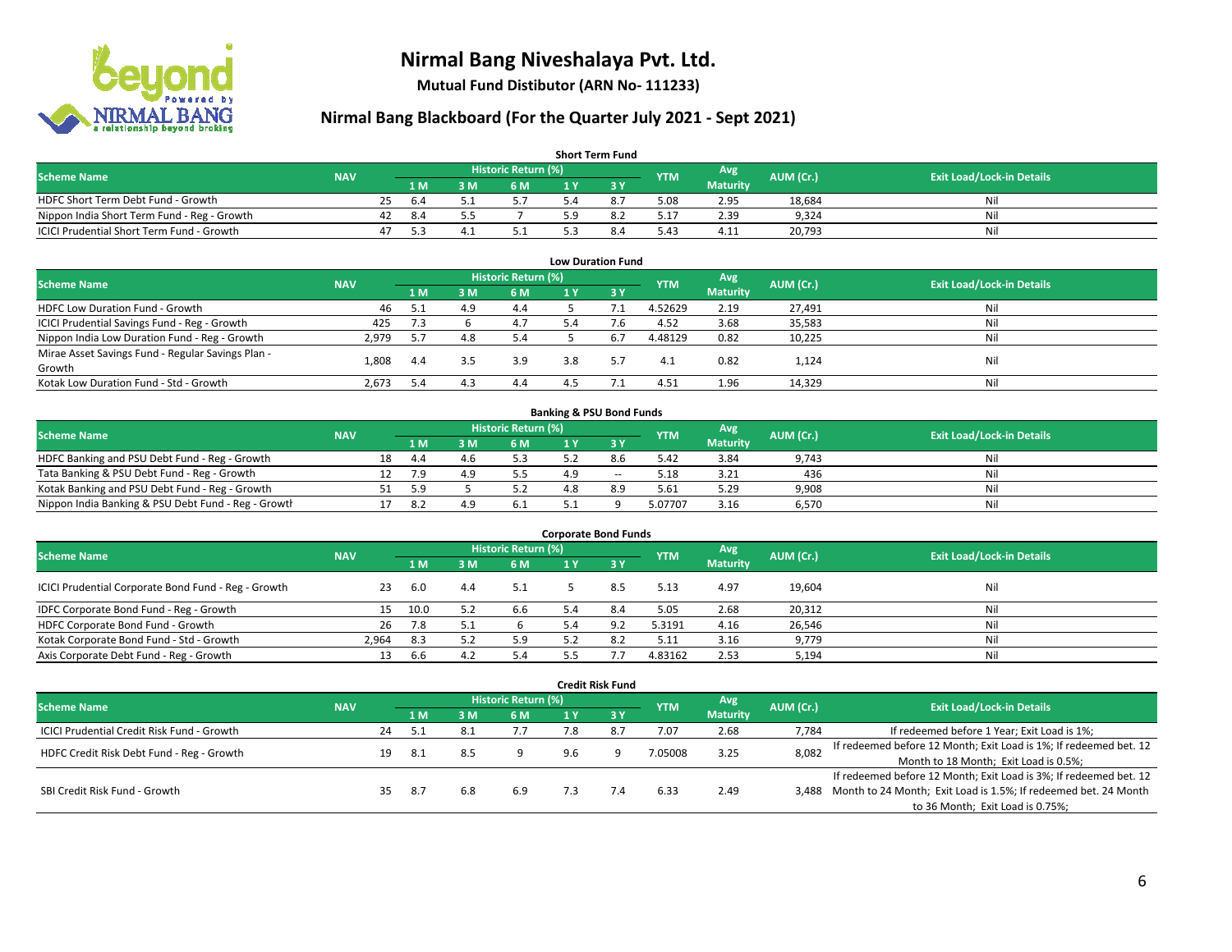# Nirmal Bang Niveshalaya Pvt. Ltd.

**Mutual Fund Distibutor (ARN No- 111233)**

## Nirmal Bang Blackboard (For the Quarter July 2021 - Sept 2021)

### Short Term Fund

| Scheme Name | NAV | Historic Return (%) | | | | | YTM | Avg Maturity | AUM (Cr.) | Exit Load/Lock-in Details |
|---|---|---|---|---|---|---|---|---|---|---|
| | | 1 M | 3 M | 6 M | 1 Y | 3 Y | | | | |
| HDFC Short Term Debt Fund - Growth | 25 | 6.4 | 5.1 | 5.7 | 5.4 | 8.7 | 5.08 | 2.95 | 18,684 | Nil |
| Nippon India Short Term Fund - Reg - Growth | 42 | 8.4 | 5.5 | 7 | 5.9 | 8.2 | 5.17 | 2.39 | 9,324 | Nil |
| ICICI Prudential Short Term Fund - Growth | 47 | 5.3 | 4.1 | 5.1 | 5.3 | 8.4 | 5.43 | 4.11 | 20,793 | Nil |

### Low Duration Fund

| Scheme Name | NAV | Historic Return (%) | | | | | YTM | Avg Maturity | AUM (Cr.) | Exit Load/Lock-in Details |
|---|---|---|---|---|---|---|---|---|---|---|
| | | 1 M | 3 M | 6 M | 1 Y | 3 Y | | | | |
| HDFC Low Duration Fund - Growth | 46 | 5.1 | 4.9 | 4.4 | 5 | 7.1 | 4.52629 | 2.19 | 27,491 | Nil |
| ICICI Prudential Savings Fund - Reg - Growth | 425 | 7.3 | 6 | 4.7 | 5.4 | 7.6 | 4.52 | 3.68 | 35,583 | Nil |
| Nippon India Low Duration Fund - Reg - Growth | 2,979 | 5.7 | 4.8 | 5.4 | 5 | 6.7 | 4.48129 | 0.82 | 10,225 | Nil |
| Mirae Asset Savings Fund - Regular Savings Plan - Growth | 1,808 | 4.4 | 3.5 | 3.9 | 3.8 | 5.7 | 4.1 | 0.82 | 1,124 | Nil |
| Kotak Low Duration Fund - Std - Growth | 2,673 | 5.4 | 4.3 | 4.4 | 4.5 | 7.1 | 4.51 | 1.96 | 14,329 | Nil |

### Banking & PSU Bond Funds

| Scheme Name | NAV | Historic Return (%) | | | | | YTM | Avg Maturity | AUM (Cr.) | Exit Load/Lock-in Details |
|---|---|---|---|---|---|---|---|---|---|---|
| | | 1 M | 3 M | 6 M | 1 Y | 3 Y | | | | |
| HDFC Banking and PSU Debt Fund - Reg - Growth | 18 | 4.4 | 4.6 | 5.3 | 5.2 | 8.6 | 5.42 | 3.84 | 9,743 | Nil |
| Tata Banking & PSU Debt Fund - Reg - Growth | 12 | 7.9 | 4.9 | 5.5 | 4.9 | -- | 5.18 | 3.21 | 436 | Nil |
| Kotak Banking and PSU Debt Fund - Reg - Growth | 51 | 5.9 | 5 | 5.2 | 4.8 | 8.9 | 5.61 | 5.29 | 9,908 | Nil |
| Nippon India Banking & PSU Debt Fund - Reg - Growth | 17 | 8.2 | 4.9 | 6.1 | 5.1 | 9 | 5.07707 | 3.16 | 6,570 | Nil |

### Corporate Bond Funds

| Scheme Name | NAV | Historic Return (%) | | | | | YTM | Avg Maturity | AUM (Cr.) | Exit Load/Lock-in Details |
|---|---|---|---|---|---|---|---|---|---|---|
| | | 1 M | 3 M | 6 M | 1 Y | 3 Y | | | | |
| ICICI Prudential Corporate Bond Fund - Reg - Growth | 23 | 6.0 | 4.4 | 5.1 | 5 | 8.5 | 5.13 | 4.97 | 19,604 | Nil |
| IDFC Corporate Bond Fund - Reg - Growth | 15 | 10.0 | 5.2 | 6.6 | 5.4 | 8.4 | 5.05 | 2.68 | 20,312 | Nil |
| HDFC Corporate Bond Fund - Growth | 26 | 7.8 | 5.1 | 6 | 5.4 | 9.2 | 5.3191 | 4.16 | 26,546 | Nil |
| Kotak Corporate Bond Fund - Std - Growth | 2,964 | 8.3 | 5.2 | 5.9 | 5.2 | 8.2 | 5.11 | 3.16 | 9,779 | Nil |
| Axis Corporate Debt Fund - Reg - Growth | 13 | 6.6 | 4.2 | 5.4 | 5.5 | 7.7 | 4.83162 | 2.53 | 5,194 | Nil |

### Credit Risk Fund

| Scheme Name | NAV | Historic Return (%) | | | | | YTM | Avg Maturity | AUM (Cr.) | Exit Load/Lock-in Details |
|---|---|---|---|---|---|---|---|---|---|---|
| | | 1 M | 3 M | 6 M | 1 Y | 3 Y | | | | |
| ICICI Prudential Credit Risk Fund - Growth | 24 | 5.1 | 8.1 | 7.7 | 7.8 | 8.7 | 7.07 | 2.68 | 7,784 | If redeemed before 1 Year; Exit Load is 1%; |
| HDFC Credit Risk Debt Fund - Reg - Growth | 19 | 8.1 | 8.5 | 9 | 9.6 | 9 | 7.05008 | 3.25 | 8,082 | If redeemed before 12 Month; Exit Load is 1%; If redeemed bet. 12 Month to 18 Month; Exit Load is 0.5%; |
| SBI Credit Risk Fund - Growth | 35 | 8.7 | 6.8 | 6.9 | 7.3 | 7.4 | 6.33 | 2.49 | 3,488 | If redeemed before 12 Month; Exit Load is 3%; If redeemed bet. 12 Month to 24 Month; Exit Load is 1.5%; If redeemed bet. 24 Month to 36 Month; Exit Load is 0.75%; |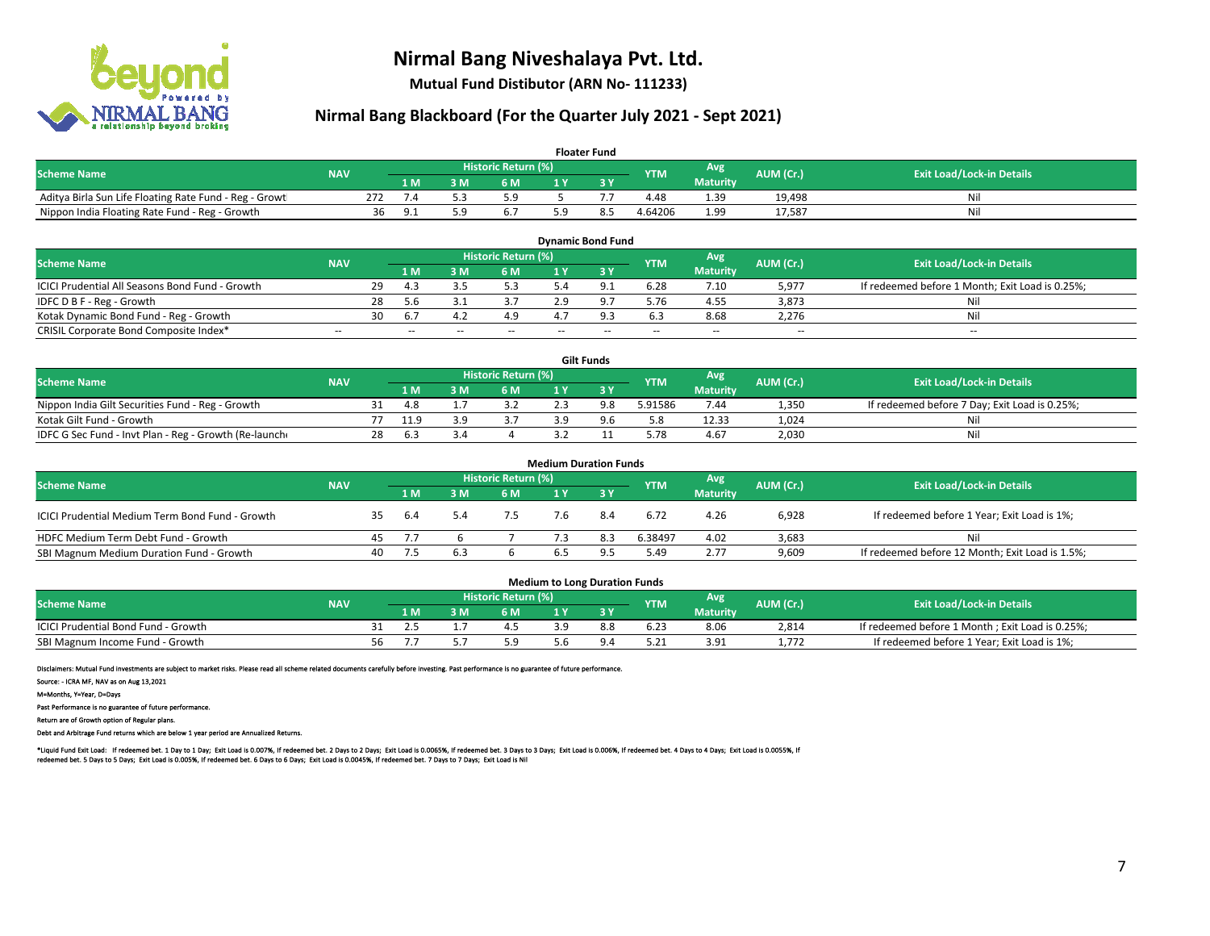# Nirmal Bang Niveshalaya Pvt. Ltd.

**Mutual Fund Distibutor (ARN No- 111233)**

## Nirmal Bang Blackboard (For the Quarter July 2021 - Sept 2021)

### Floater Fund

| Scheme Name | NAV | Historic Return (%) | | | | | YTM | Avg Maturity | AUM (Cr.) | Exit Load/Lock-in Details |
|---|---|---|---|---|---|---|---|---|---|---|
| | | 1 M | 3 M | 6 M | 1 Y | 3 Y | | | | |
| Aditya Birla Sun Life Floating Rate Fund - Reg - Growt | 272 | 7.4 | 5.3 | 5.9 | 5 | 7.7 | 4.48 | 1.39 | 19,498 | Nil |
| Nippon India Floating Rate Fund - Reg - Growth | 36 | 9.1 | 5.9 | 6.7 | 5.9 | 8.5 | 4.64206 | 1.99 | 17,587 | Nil |

### Dynamic Bond Fund

| Scheme Name | NAV | Historic Return (%) | | | | | YTM | Avg Maturity | AUM (Cr.) | Exit Load/Lock-in Details |
|---|---|---|---|---|---|---|---|---|---|---|
| | | 1 M | 3 M | 6 M | 1 Y | 3 Y | | | | |
| ICICI Prudential All Seasons Bond Fund - Growth | 29 | 4.3 | 3.5 | 5.3 | 5.4 | 9.1 | 6.28 | 7.10 | 5,977 | If redeemed before 1 Month; Exit Load is 0.25%; |
| IDFC D B F - Reg - Growth | 28 | 5.6 | 3.1 | 3.7 | 2.9 | 9.7 | 5.76 | 4.55 | 3,873 | Nil |
| Kotak Dynamic Bond Fund - Reg - Growth | 30 | 6.7 | 4.2 | 4.9 | 4.7 | 9.3 | 6.3 | 8.68 | 2,276 | Nil |
| CRISIL Corporate Bond Composite Index* | -- | -- | -- | -- | -- | -- | -- | -- | -- | -- |

### Gilt Funds

| Scheme Name | NAV | Historic Return (%) | | | | | YTM | Avg Maturity | AUM (Cr.) | Exit Load/Lock-in Details |
|---|---|---|---|---|---|---|---|---|---|---|
| | | 1 M | 3 M | 6 M | 1 Y | 3 Y | | | | |
| Nippon India Gilt Securities Fund - Reg - Growth | 31 | 4.8 | 1.7 | 3.2 | 2.3 | 9.8 | 5.91586 | 7.44 | 1,350 | If redeemed before 7 Day; Exit Load is 0.25%; |
| Kotak Gilt Fund - Growth | 77 | 11.9 | 3.9 | 3.7 | 3.9 | 9.6 | 5.8 | 12.33 | 1,024 | Nil |
| IDFC G Sec Fund - Invt Plan - Reg - Growth (Re-launch | 28 | 6.3 | 3.4 | 4 | 3.2 | 11 | 5.78 | 4.67 | 2,030 | Nil |

### Medium Duration Funds

| Scheme Name | NAV | Historic Return (%) | | | | | YTM | Avg Maturity | AUM (Cr.) | Exit Load/Lock-in Details |
|---|---|---|---|---|---|---|---|---|---|---|
| | | 1 M | 3 M | 6 M | 1 Y | 3 Y | | | | |
| ICICI Prudential Medium Term Bond Fund - Growth | 35 | 6.4 | 5.4 | 7.5 | 7.6 | 8.4 | 6.72 | 4.26 | 6,928 | If redeemed before 1 Year; Exit Load is 1%; |
| HDFC Medium Term Debt Fund - Growth | 45 | 7.7 | 6 | 7 | 7.3 | 8.3 | 6.38497 | 4.02 | 3,683 | Nil |
| SBI Magnum Medium Duration Fund - Growth | 40 | 7.5 | 6.3 | 6 | 6.5 | 9.5 | 5.49 | 2.77 | 9,609 | If redeemed before 12 Month; Exit Load is 1.5%; |

### Medium to Long Duration Funds

| Scheme Name | NAV | Historic Return (%) | | | | | YTM | Avg Maturity | AUM (Cr.) | Exit Load/Lock-in Details |
|---|---|---|---|---|---|---|---|---|---|---|
| | | 1 M | 3 M | 6 M | 1 Y | 3 Y | | | | |
| ICICI Prudential Bond Fund - Growth | 31 | 2.5 | 1.7 | 4.5 | 3.9 | 8.8 | 6.23 | 8.06 | 2,814 | If redeemed before 1 Month ; Exit Load is 0.25%; |
| SBI Magnum Income Fund - Growth | 56 | 7.7 | 5.7 | 5.9 | 5.6 | 9.4 | 5.21 | 3.91 | 1,772 | If redeemed before 1 Year; Exit Load is 1%; |

Disclaimers: Mutual Fund investments are subject to market risks. Please read all scheme related documents carefully before investing. Past performance is no guarantee of future performance.

Source: - ICRA MF, NAV as on Aug 13,2021

M=Months, Y=Year, D=Days

Past Performance is no guarantee of future performance.

Return are of Growth option of Regular plans.

Debt and Arbitrage Fund returns which are below 1 year period are Annualized Returns.

*Liquid Fund Exit Load: If redeemed bet. 1 Day to 1 Day; Exit Load is 0.007%, If redeemed bet. 2 Days to 2 Days; Exit Load is 0.0065%, If redeemed bet. 3 Days to 3 Days; Exit Load is 0.006%, If redeemed bet. 4 Days to 4 Days; Exit Load is 0.0055%, If redeemed bet. 5 Days to 5 Days; Exit Load is 0.005%, If redeemed bet. 6 Days to 6 Days; Exit Load is 0.0045%, If redeemed bet. 7 Days to 7 Days; Exit Load is Nil